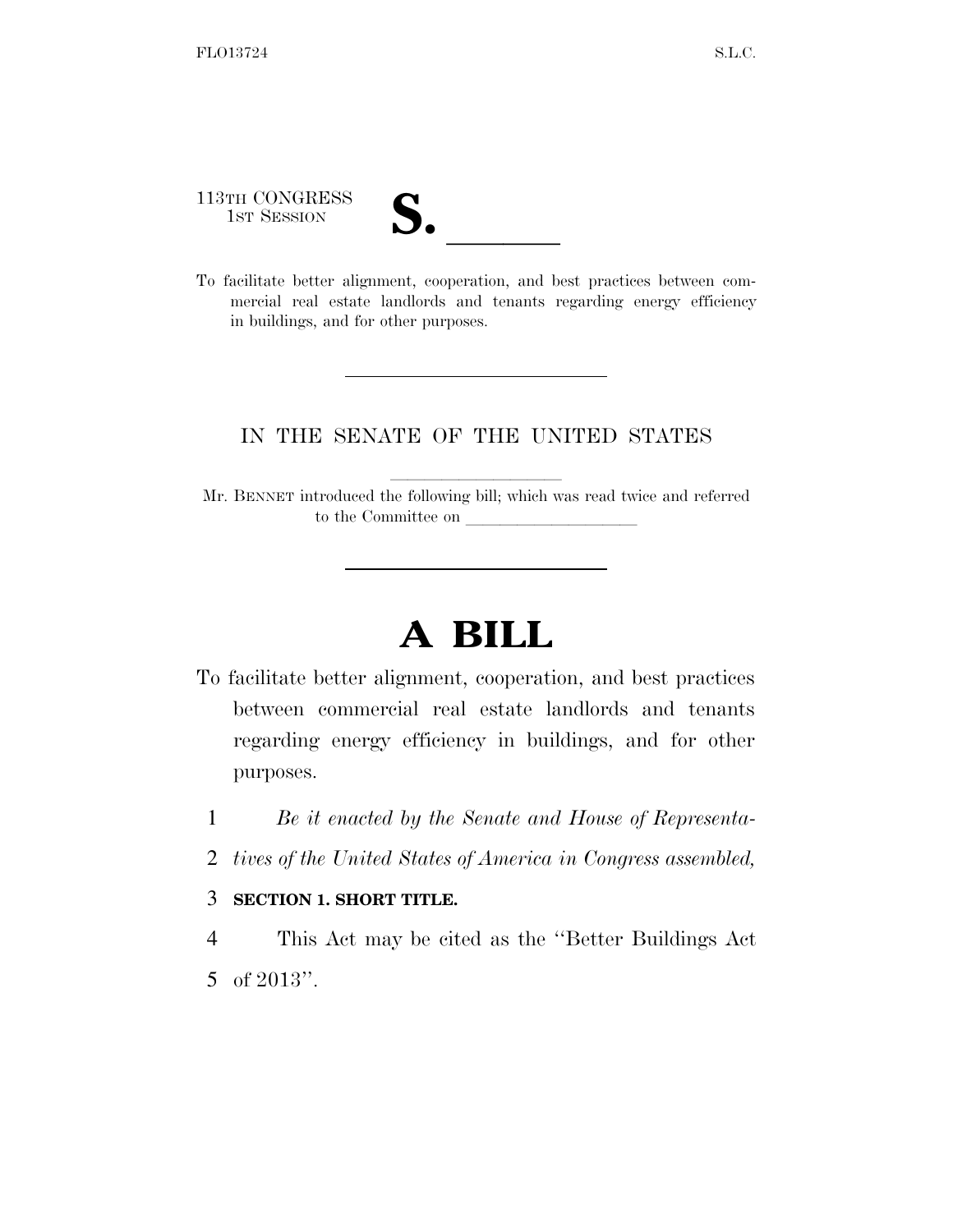113TH CONGRESS
1ST SESSION

# S. \_\_\_\_\_\_

To facilitate better alignment, cooperation, and best practices between commercial real estate landlords and tenants regarding energy efficiency in buildings, and for other purposes.

---

IN THE SENATE OF THE UNITED STATES

Mr. BENNET introduced the following bill; which was read twice and referred to the Committee on \_\_\_\_\_\_\_\_\_\_\_\_\_\_\_\_\_\_\_\_

---

# A BILL

To facilitate better alignment, cooperation, and best practices between commercial real estate landlords and tenants regarding energy efficiency in buildings, and for other purposes.

1 *Be it enacted by the Senate and House of Representa-*
2 *tives of the United States of America in Congress assembled,*

3 **SECTION 1. SHORT TITLE.**

4 This Act may be cited as the ''Better Buildings Act
5 of 2013''.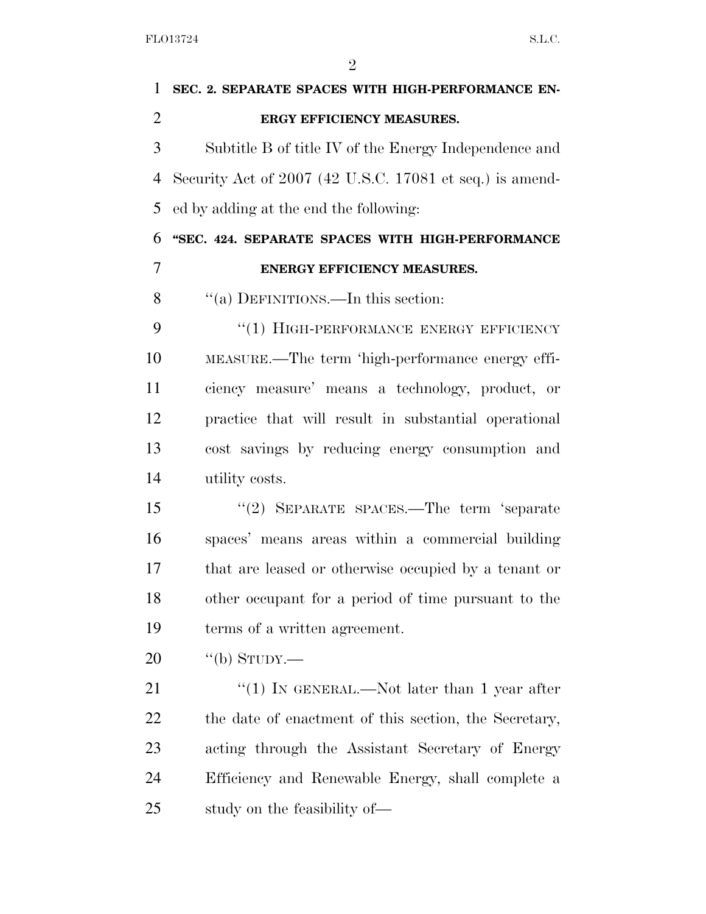**SEC. 2. SEPARATE SPACES WITH HIGH-PERFORMANCE ENERGY EFFICIENCY MEASURES.**

Subtitle B of title IV of the Energy Independence and Security Act of 2007 (42 U.S.C. 17081 et seq.) is amended by adding at the end the following:

**"SEC. 424. SEPARATE SPACES WITH HIGH-PERFORMANCE ENERGY EFFICIENCY MEASURES.**

"(a) DEFINITIONS.—In this section:

"(1) HIGH-PERFORMANCE ENERGY EFFICIENCY MEASURE.—The term 'high-performance energy efficiency measure' means a technology, product, or practice that will result in substantial operational cost savings by reducing energy consumption and utility costs.

"(2) SEPARATE SPACES.—The term 'separate spaces' means areas within a commercial building that are leased or otherwise occupied by a tenant or other occupant for a period of time pursuant to the terms of a written agreement.

"(b) STUDY.—

"(1) IN GENERAL.—Not later than 1 year after the date of enactment of this section, the Secretary, acting through the Assistant Secretary of Energy Efficiency and Renewable Energy, shall complete a study on the feasibility of—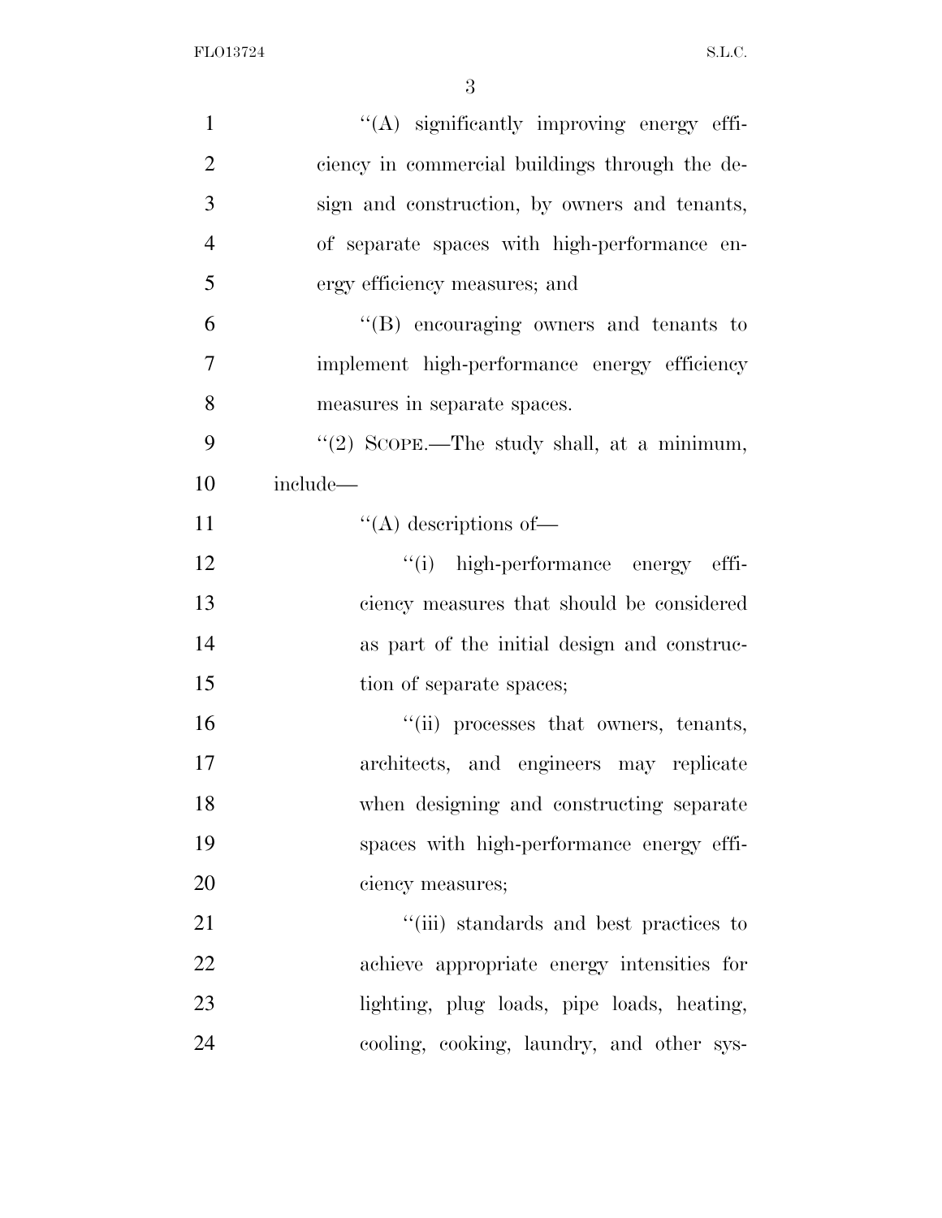"(A) significantly improving energy efficiency in commercial buildings through the design and construction, by owners and tenants, of separate spaces with high-performance energy efficiency measures; and

"(B) encouraging owners and tenants to implement high-performance energy efficiency measures in separate spaces.

"(2) SCOPE.—The study shall, at a minimum, include—

"(A) descriptions of—

"(i) high-performance energy efficiency measures that should be considered as part of the initial design and construction of separate spaces;

"(ii) processes that owners, tenants, architects, and engineers may replicate when designing and constructing separate spaces with high-performance energy efficiency measures;

"(iii) standards and best practices to achieve appropriate energy intensities for lighting, plug loads, pipe loads, heating, cooling, cooking, laundry, and other sys-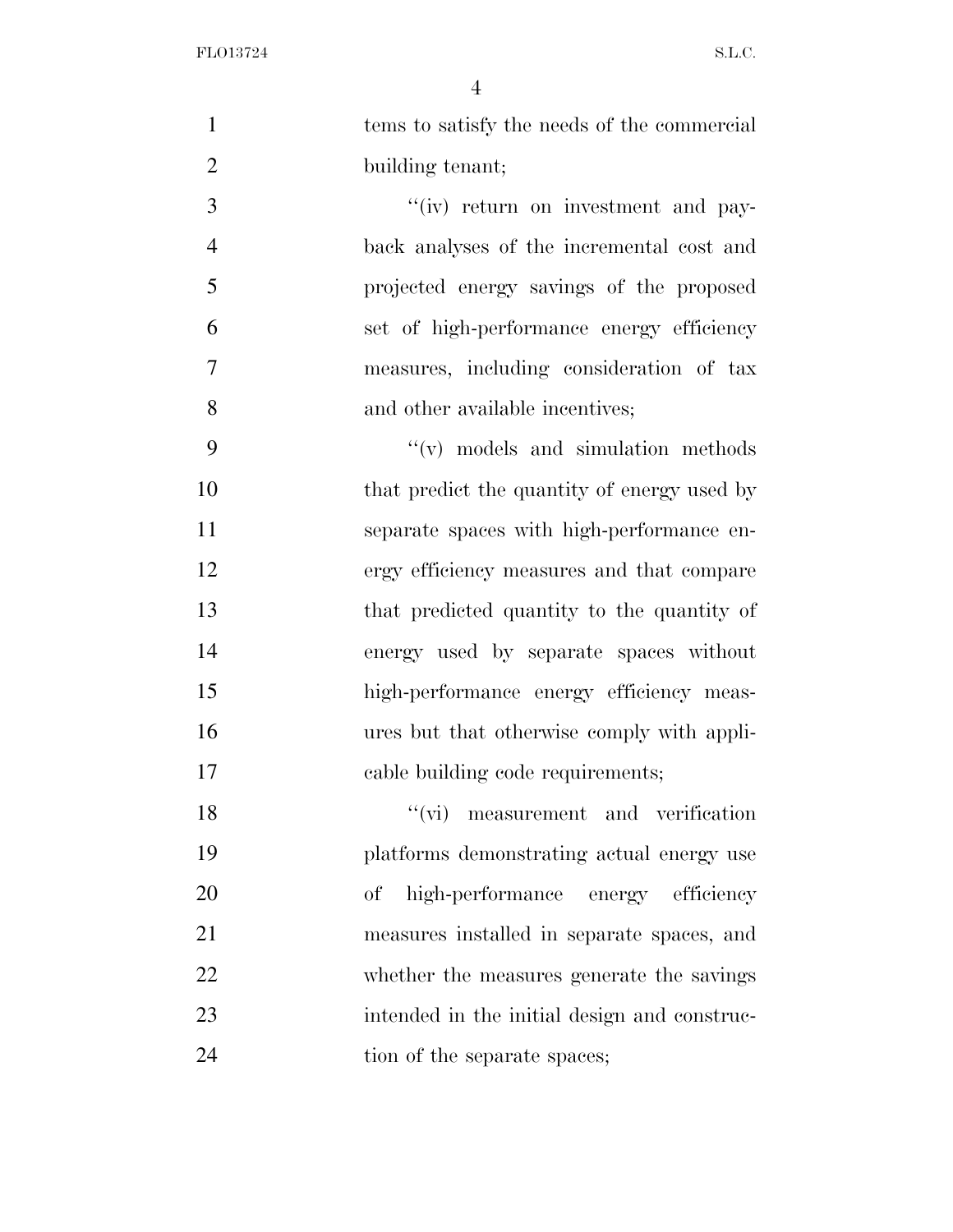tems to satisfy the needs of the commercial building tenant;

"(iv) return on investment and payback analyses of the incremental cost and projected energy savings of the proposed set of high-performance energy efficiency measures, including consideration of tax and other available incentives;

"(v) models and simulation methods that predict the quantity of energy used by separate spaces with high-performance energy efficiency measures and that compare that predicted quantity to the quantity of energy used by separate spaces without high-performance energy efficiency measures but that otherwise comply with applicable building code requirements;

"(vi) measurement and verification platforms demonstrating actual energy use of high-performance energy efficiency measures installed in separate spaces, and whether the measures generate the savings intended in the initial design and construction of the separate spaces;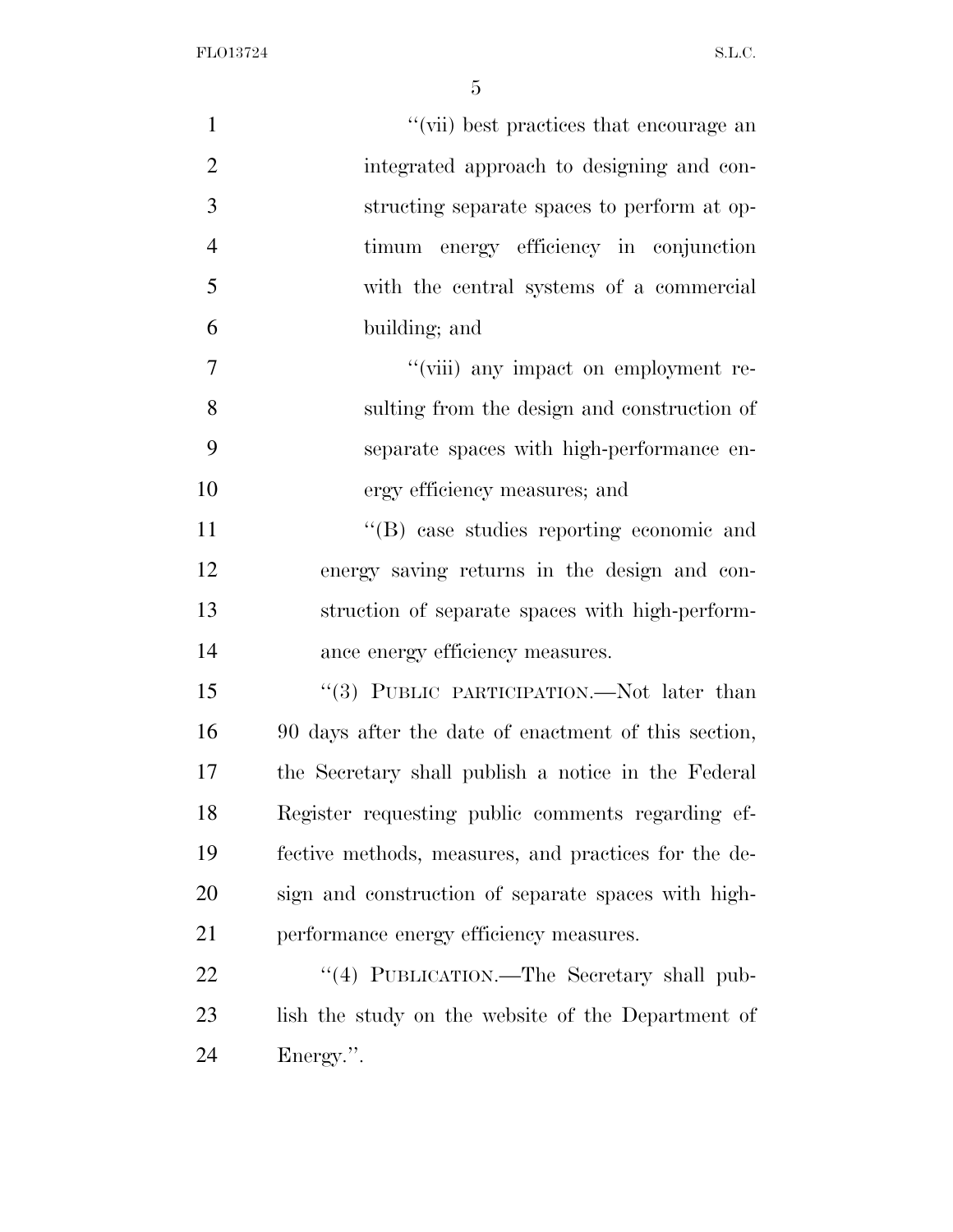''(vii) best practices that encourage an integrated approach to designing and constructing separate spaces to perform at optimum energy efficiency in conjunction with the central systems of a commercial building; and

''(viii) any impact on employment resulting from the design and construction of separate spaces with high-performance energy efficiency measures; and

''(B) case studies reporting economic and energy saving returns in the design and construction of separate spaces with high-performance energy efficiency measures.

''(3) PUBLIC PARTICIPATION.—Not later than 90 days after the date of enactment of this section, the Secretary shall publish a notice in the Federal Register requesting public comments regarding effective methods, measures, and practices for the design and construction of separate spaces with high-performance energy efficiency measures.

''(4) PUBLICATION.—The Secretary shall publish the study on the website of the Department of Energy.''.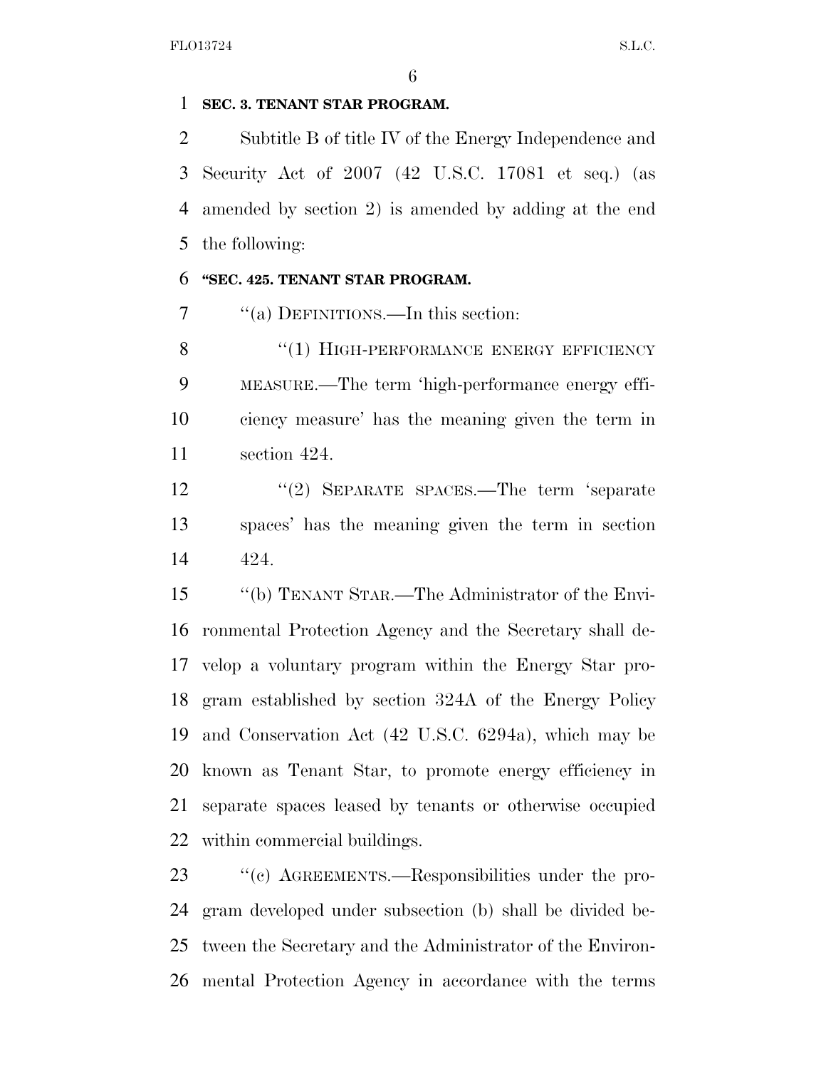**SEC. 3. TENANT STAR PROGRAM.**

Subtitle B of title IV of the Energy Independence and Security Act of 2007 (42 U.S.C. 17081 et seq.) (as amended by section 2) is amended by adding at the end the following:

**"SEC. 425. TENANT STAR PROGRAM.**

"(a) DEFINITIONS.—In this section:

"(1) HIGH-PERFORMANCE ENERGY EFFICIENCY MEASURE.—The term 'high-performance energy efficiency measure' has the meaning given the term in section 424.

"(2) SEPARATE SPACES.—The term 'separate spaces' has the meaning given the term in section 424.

"(b) TENANT STAR.—The Administrator of the Environmental Protection Agency and the Secretary shall develop a voluntary program within the Energy Star program established by section 324A of the Energy Policy and Conservation Act (42 U.S.C. 6294a), which may be known as Tenant Star, to promote energy efficiency in separate spaces leased by tenants or otherwise occupied within commercial buildings.

"(c) AGREEMENTS.—Responsibilities under the program developed under subsection (b) shall be divided between the Secretary and the Administrator of the Environmental Protection Agency in accordance with the terms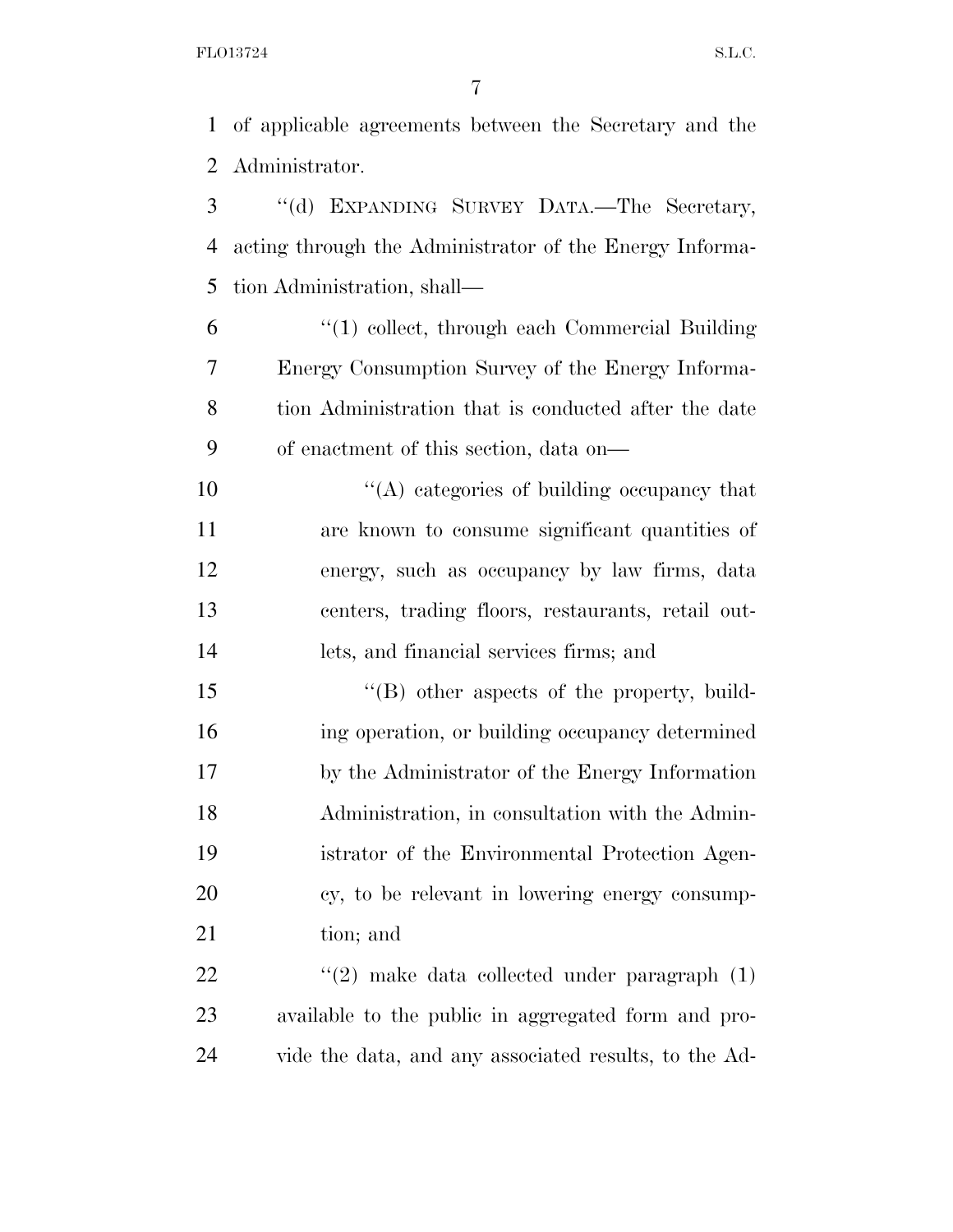of applicable agreements between the Secretary and the Administrator.

''(d) EXPANDING SURVEY DATA.—The Secretary, acting through the Administrator of the Energy Information Administration, shall—

''(1) collect, through each Commercial Building Energy Consumption Survey of the Energy Information Administration that is conducted after the date of enactment of this section, data on—

''(A) categories of building occupancy that are known to consume significant quantities of energy, such as occupancy by law firms, data centers, trading floors, restaurants, retail outlets, and financial services firms; and

''(B) other aspects of the property, building operation, or building occupancy determined by the Administrator of the Energy Information Administration, in consultation with the Administrator of the Environmental Protection Agency, to be relevant in lowering energy consumption; and

''(2) make data collected under paragraph (1) available to the public in aggregated form and provide the data, and any associated results, to the Ad-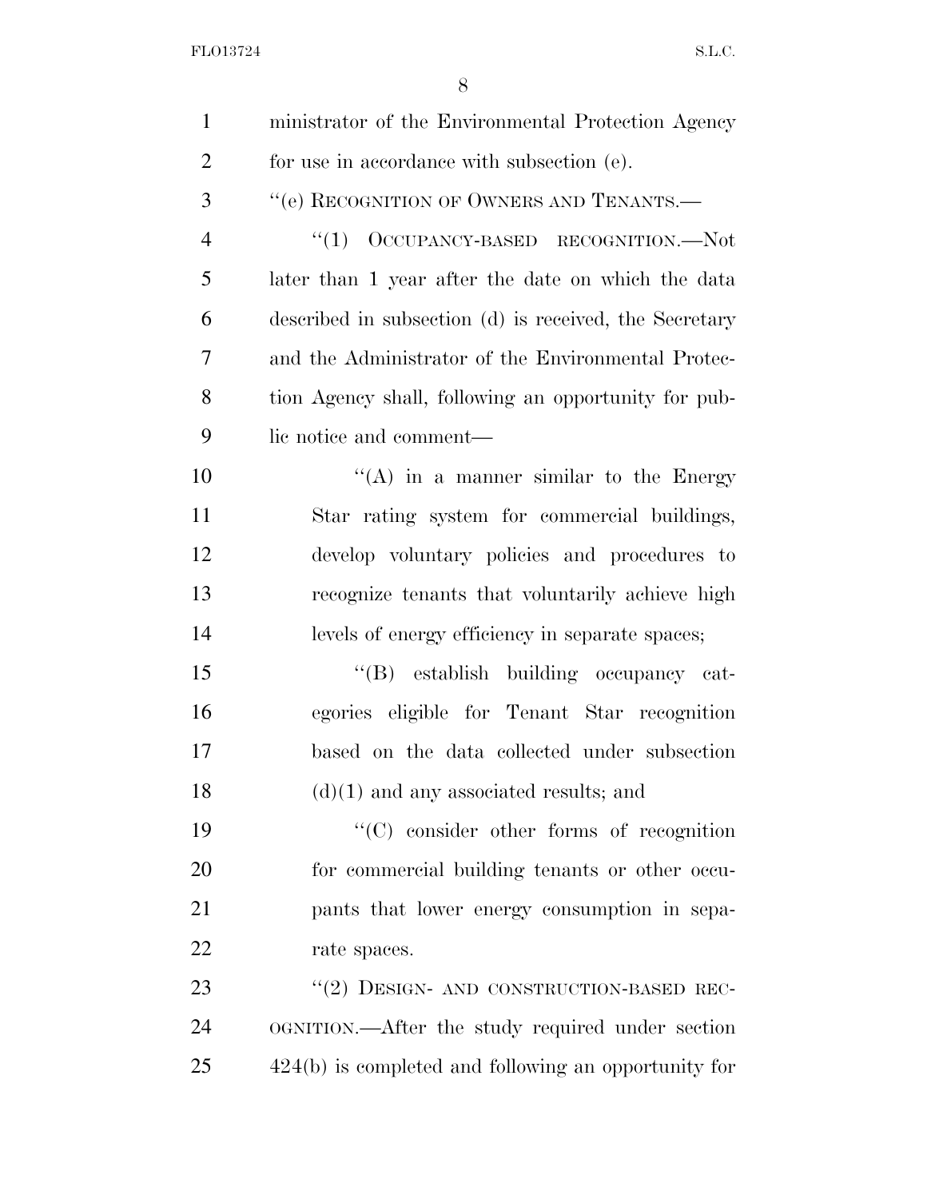ministrator of the Environmental Protection Agency for use in accordance with subsection (e).

"(e) RECOGNITION OF OWNERS AND TENANTS.—

"(1) OCCUPANCY-BASED RECOGNITION.—Not later than 1 year after the date on which the data described in subsection (d) is received, the Secretary and the Administrator of the Environmental Protection Agency shall, following an opportunity for public notice and comment—

"(A) in a manner similar to the Energy Star rating system for commercial buildings, develop voluntary policies and procedures to recognize tenants that voluntarily achieve high levels of energy efficiency in separate spaces;

"(B) establish building occupancy categories eligible for Tenant Star recognition based on the data collected under subsection (d)(1) and any associated results; and

"(C) consider other forms of recognition for commercial building tenants or other occupants that lower energy consumption in separate spaces.

"(2) DESIGN- AND CONSTRUCTION-BASED RECOGNITION.—After the study required under section 424(b) is completed and following an opportunity for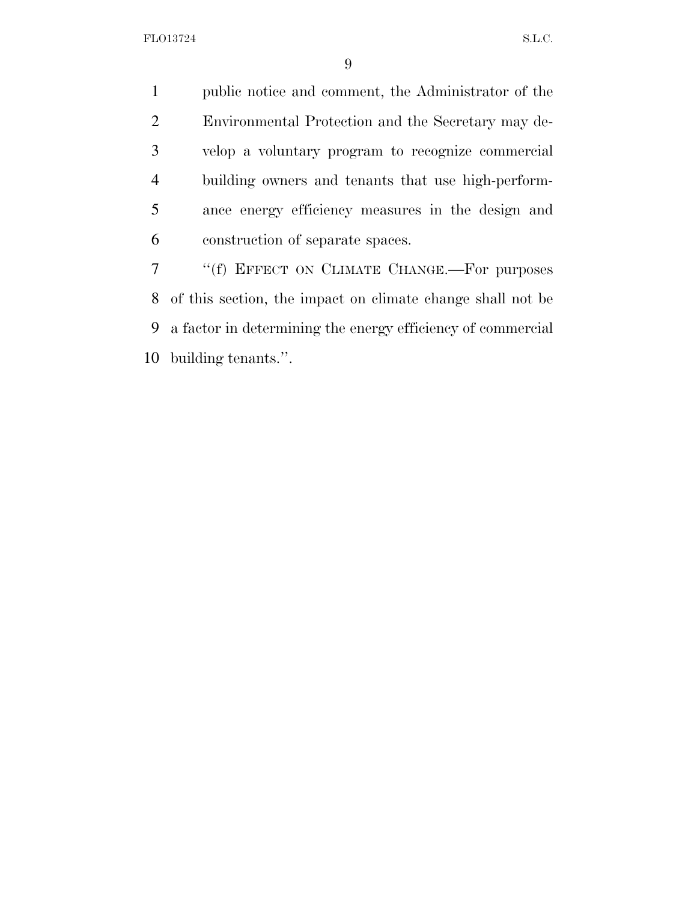public notice and comment, the Administrator of the Environmental Protection and the Secretary may develop a voluntary program to recognize commercial building owners and tenants that use high-performance energy efficiency measures in the design and construction of separate spaces.

"(f) EFFECT ON CLIMATE CHANGE.—For purposes of this section, the impact on climate change shall not be a factor in determining the energy efficiency of commercial building tenants.".